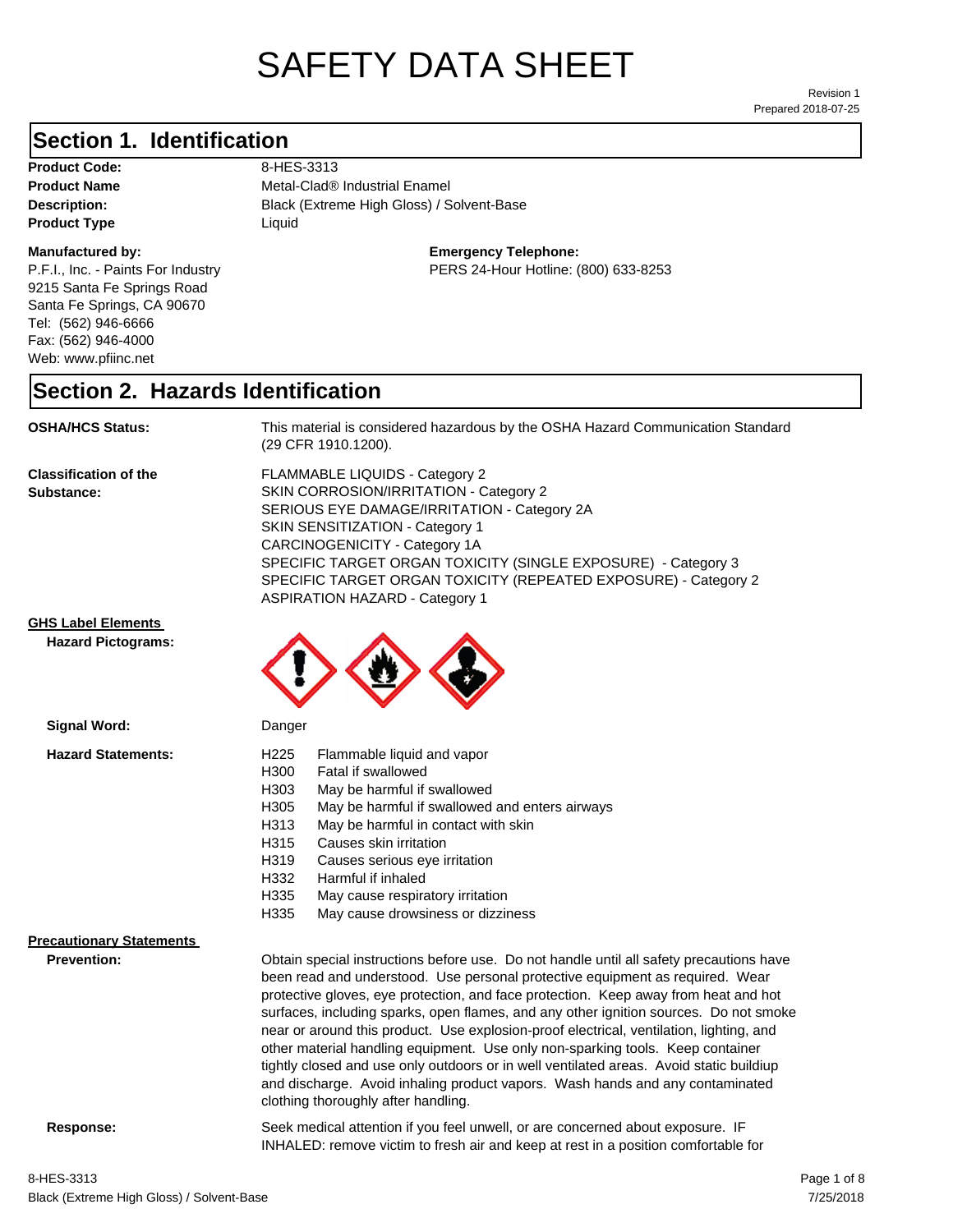# SAFETY DATA SHEET

Revision 1
Prepared 2018-07-25

## Section 1. Identification

**Product Code:** 8-HES-3313
**Product Name** Metal-Clad® Industrial Enamel
**Description:** Black (Extreme High Gloss) / Solvent-Base
**Product Type** Liquid

**Manufactured by:**
P.F.I., Inc. - Paints For Industry
9215 Santa Fe Springs Road
Santa Fe Springs, CA 90670
Tel: (562) 946-6666
Fax: (562) 946-4000
Web: www.pfiinc.net

**Emergency Telephone:**
PERS 24-Hour Hotline: (800) 633-8253

## Section 2. Hazards Identification

**OSHA/HCS Status:** This material is considered hazardous by the OSHA Hazard Communication Standard (29 CFR 1910.1200).

**Classification of the Substance:**
FLAMMABLE LIQUIDS - Category 2
SKIN CORROSION/IRRITATION - Category 2
SERIOUS EYE DAMAGE/IRRITATION - Category 2A
SKIN SENSITIZATION - Category 1
CARCINOGENICITY - Category 1A
SPECIFIC TARGET ORGAN TOXICITY (SINGLE EXPOSURE) - Category 3
SPECIFIC TARGET ORGAN TOXICITY (REPEATED EXPOSURE) - Category 2
ASPIRATION HAZARD - Category 1

**GHS Label Elements**

**Hazard Pictograms:**

**Signal Word:** Danger

**Hazard Statements:**

| | |
|---|---|
| H225 | Flammable liquid and vapor |
| H300 | Fatal if swallowed |
| H303 | May be harmful if swallowed |
| H305 | May be harmful if swallowed and enters airways |
| H313 | May be harmful in contact with skin |
| H315 | Causes skin irritation |
| H319 | Causes serious eye irritation |
| H332 | Harmful if inhaled |
| H335 | May cause respiratory irritation |
| H335 | May cause drowsiness or dizziness |

**Precautionary Statements**

**Prevention:** Obtain special instructions before use. Do not handle until all safety precautions have been read and understood. Use personal protective equipment as required. Wear protective gloves, eye protection, and face protection. Keep away from heat and hot surfaces, including sparks, open flames, and any other ignition sources. Do not smoke near or around this product. Use explosion-proof electrical, ventilation, lighting, and other material handling equipment. Use only non-sparking tools. Keep container tightly closed and use only outdoors or in well ventilated areas. Avoid static buildiup and discharge. Avoid inhaling product vapors. Wash hands and any contaminated clothing thoroughly after handling.

**Response:** Seek medical attention if you feel unwell, or are concerned about exposure. IF INHALED: remove victim to fresh air and keep at rest in a position comfortable for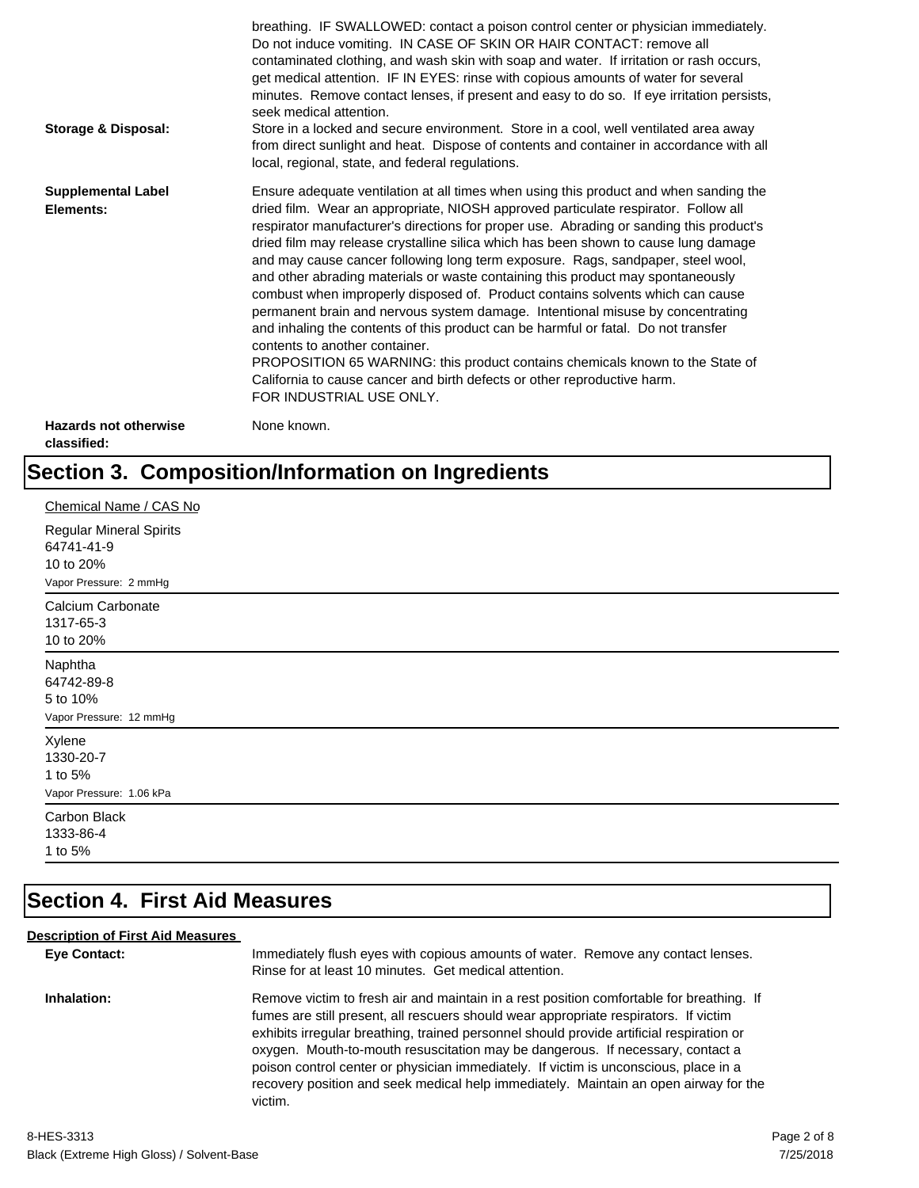breathing. IF SWALLOWED: contact a poison control center or physician immediately. Do not induce vomiting. IN CASE OF SKIN OR HAIR CONTACT: remove all contaminated clothing, and wash skin with soap and water. If irritation or rash occurs, get medical attention. IF IN EYES: rinse with copious amounts of water for several minutes. Remove contact lenses, if present and easy to do so. If eye irritation persists, seek medical attention.

**Storage & Disposal:** Store in a locked and secure environment. Store in a cool, well ventilated area away from direct sunlight and heat. Dispose of contents and container in accordance with all local, regional, state, and federal regulations.

**Supplemental Label Elements:** Ensure adequate ventilation at all times when using this product and when sanding the dried film. Wear an appropriate, NIOSH approved particulate respirator. Follow all respirator manufacturer's directions for proper use. Abrading or sanding this product's dried film may release crystalline silica which has been shown to cause lung damage and may cause cancer following long term exposure. Rags, sandpaper, steel wool, and other abrading materials or waste containing this product may spontaneously combust when improperly disposed of. Product contains solvents which can cause permanent brain and nervous system damage. Intentional misuse by concentrating and inhaling the contents of this product can be harmful or fatal. Do not transfer contents to another container.
PROPOSITION 65 WARNING: this product contains chemicals known to the State of California to cause cancer and birth defects or other reproductive harm.
FOR INDUSTRIAL USE ONLY.

**Hazards not otherwise classified:** None known.

# Section 3. Composition/Information on Ingredients

Chemical Name / CAS No

Regular Mineral Spirits
64741-41-9
10 to 20%
Vapor Pressure: 2 mmHg

---

Calcium Carbonate
1317-65-3
10 to 20%

---

Naphtha
64742-89-8
5 to 10%
Vapor Pressure: 12 mmHg

---

Xylene
1330-20-7
1 to 5%
Vapor Pressure: 1.06 kPa

---

Carbon Black
1333-86-4
1 to 5%

---

# Section 4. First Aid Measures

**Description of First Aid Measures**

**Eye Contact:** Immediately flush eyes with copious amounts of water. Remove any contact lenses. Rinse for at least 10 minutes. Get medical attention.

**Inhalation:** Remove victim to fresh air and maintain in a rest position comfortable for breathing. If fumes are still present, all rescuers should wear appropriate respirators. If victim exhibits irregular breathing, trained personnel should provide artificial respiration or oxygen. Mouth-to-mouth resuscitation may be dangerous. If necessary, contact a poison control center or physician immediately. If victim is unconscious, place in a recovery position and seek medical help immediately. Maintain an open airway for the victim.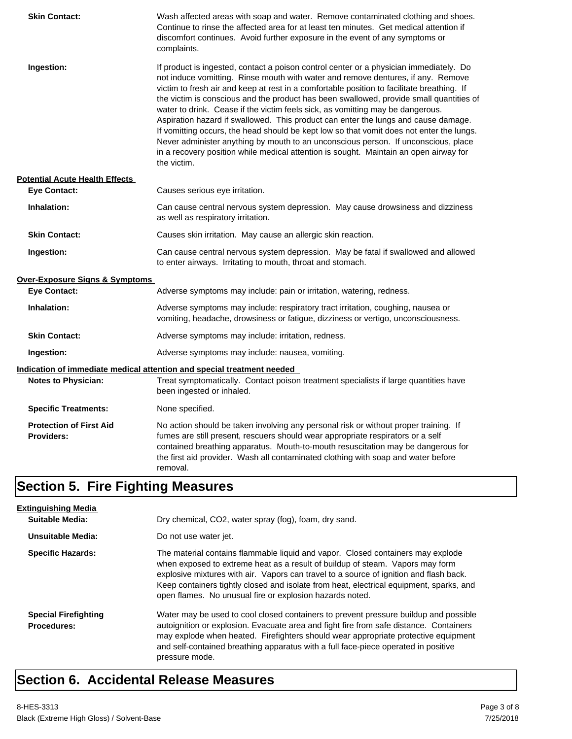**Skin Contact:** Wash affected areas with soap and water. Remove contaminated clothing and shoes. Continue to rinse the affected area for at least ten minutes. Get medical attention if discomfort continues. Avoid further exposure in the event of any symptoms or complaints.

**Ingestion:** If product is ingested, contact a poison control center or a physician immediately. Do not induce vomitting. Rinse mouth with water and remove dentures, if any. Remove victim to fresh air and keep at rest in a comfortable position to facilitate breathing. If the victim is conscious and the product has been swallowed, provide small quantities of water to drink. Cease if the victim feels sick, as vomitting may be dangerous. Aspiration hazard if swallowed. This product can enter the lungs and cause damage. If vomitting occurs, the head should be kept low so that vomit does not enter the lungs. Never administer anything by mouth to an unconscious person. If unconscious, place in a recovery position while medical attention is sought. Maintain an open airway for the victim.

**Potential Acute Health Effects**

**Eye Contact:** Causes serious eye irritation.

**Inhalation:** Can cause central nervous system depression. May cause drowsiness and dizziness as well as respiratory irritation.

**Skin Contact:** Causes skin irritation. May cause an allergic skin reaction.

**Ingestion:** Can cause central nervous system depression. May be fatal if swallowed and allowed to enter airways. Irritating to mouth, throat and stomach.

**Over-Exposure Signs & Symptoms**

**Eye Contact:** Adverse symptoms may include: pain or irritation, watering, redness.

**Inhalation:** Adverse symptoms may include: respiratory tract irritation, coughing, nausea or vomiting, headache, drowsiness or fatigue, dizziness or vertigo, unconsciousness.

**Skin Contact:** Adverse symptoms may include: irritation, redness.

**Ingestion:** Adverse symptoms may include: nausea, vomiting.

**Indication of immediate medical attention and special treatment needed**

**Notes to Physician:** Treat symptomatically. Contact poison treatment specialists if large quantities have been ingested or inhaled.

**Specific Treatments:** None specified.

**Protection of First Aid Providers:** No action should be taken involving any personal risk or without proper training. If fumes are still present, rescuers should wear appropriate respirators or a self contained breathing apparatus. Mouth-to-mouth resuscitation may be dangerous for the first aid provider. Wash all contaminated clothing with soap and water before removal.

## Section 5. Fire Fighting Measures

**Extinguishing Media**

**Suitable Media:** Dry chemical, $CO_2$, water spray (fog), foam, dry sand.

**Unsuitable Media:** Do not use water jet.

**Specific Hazards:** The material contains flammable liquid and vapor. Closed containers may explode when exposed to extreme heat as a result of buildup of steam. Vapors may form explosive mixtures with air. Vapors can travel to a source of ignition and flash back. Keep containers tightly closed and isolate from heat, electrical equipment, sparks, and open flames. No unusual fire or explosion hazards noted.

**Special Firefighting Procedures:** Water may be used to cool closed containers to prevent pressure buildup and possible autoignition or explosion. Evacuate area and fight fire from safe distance. Containers may explode when heated. Firefighters should wear appropriate protective equipment and self-contained breathing apparatus with a full face-piece operated in positive pressure mode.

## Section 6. Accidental Release Measures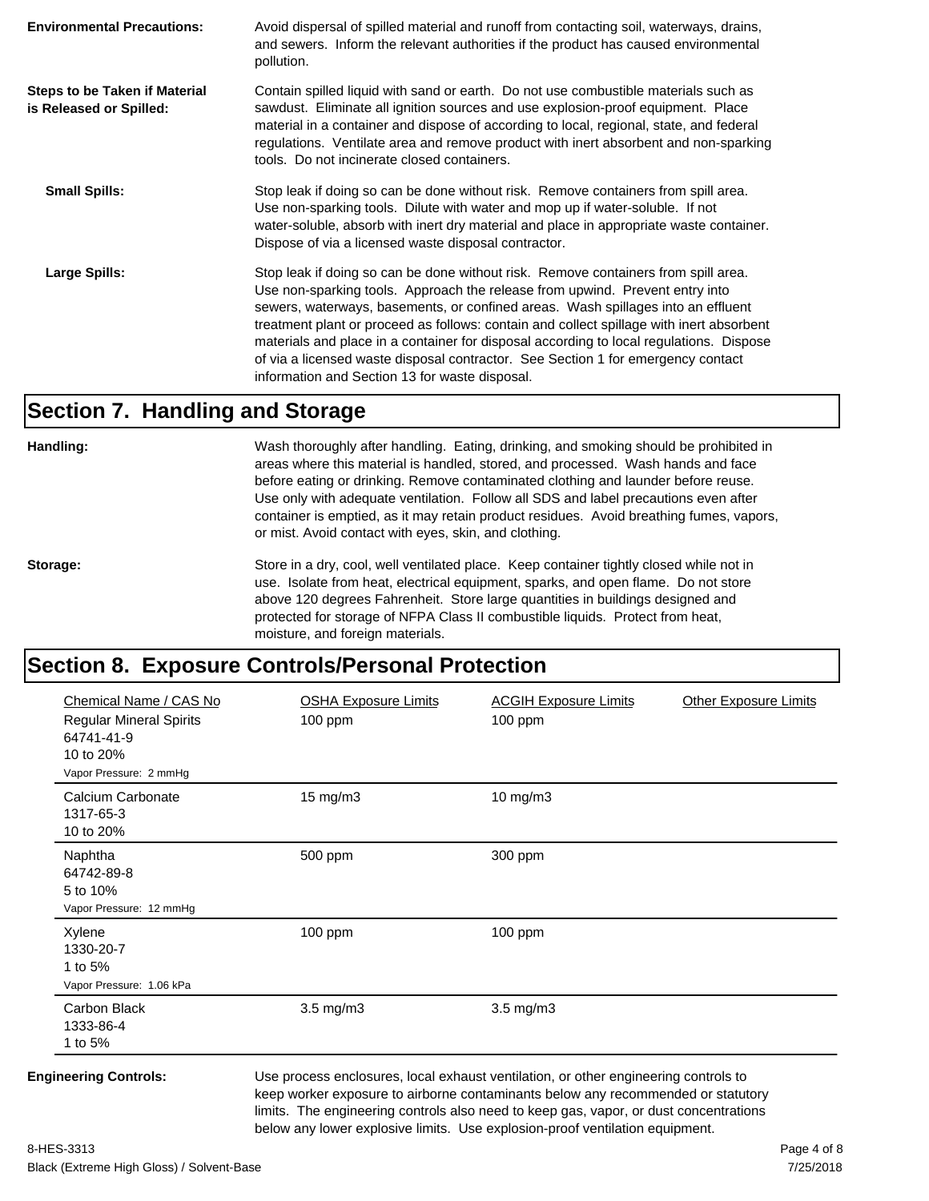**Environmental Precautions:** Avoid dispersal of spilled material and runoff from contacting soil, waterways, drains, and sewers. Inform the relevant authorities if the product has caused environmental pollution.

**Steps to be Taken if Material is Released or Spilled:** Contain spilled liquid with sand or earth. Do not use combustible materials such as sawdust. Eliminate all ignition sources and use explosion-proof equipment. Place material in a container and dispose of according to local, regional, state, and federal regulations. Ventilate area and remove product with inert absorbent and non-sparking tools. Do not incinerate closed containers.

**Small Spills:** Stop leak if doing so can be done without risk. Remove containers from spill area. Use non-sparking tools. Dilute with water and mop up if water-soluble. If not water-soluble, absorb with inert dry material and place in appropriate waste container. Dispose of via a licensed waste disposal contractor.

**Large Spills:** Stop leak if doing so can be done without risk. Remove containers from spill area. Use non-sparking tools. Approach the release from upwind. Prevent entry into sewers, waterways, basements, or confined areas. Wash spillages into an effluent treatment plant or proceed as follows: contain and collect spillage with inert absorbent materials and place in a container for disposal according to local regulations. Dispose of via a licensed waste disposal contractor. See Section 1 for emergency contact information and Section 13 for waste disposal.

## Section 7. Handling and Storage

**Handling:** Wash thoroughly after handling. Eating, drinking, and smoking should be prohibited in areas where this material is handled, stored, and processed. Wash hands and face before eating or drinking. Remove contaminated clothing and launder before reuse. Use only with adequate ventilation. Follow all SDS and label precautions even after container is emptied, as it may retain product residues. Avoid breathing fumes, vapors, or mist. Avoid contact with eyes, skin, and clothing.

**Storage:** Store in a dry, cool, well ventilated place. Keep container tightly closed while not in use. Isolate from heat, electrical equipment, sparks, and open flame. Do not store above 120 degrees Fahrenheit. Store large quantities in buildings designed and protected for storage of NFPA Class II combustible liquids. Protect from heat, moisture, and foreign materials.

## Section 8. Exposure Controls/Personal Protection

| Chemical Name / CAS No | OSHA Exposure Limits | ACGIH Exposure Limits | Other Exposure Limits |
|---|---|---|---|
| Regular Mineral Spirits<br>64741-41-9<br>10 to 20%<br>Vapor Pressure: 2 mmHg | 100 ppm | 100 ppm | |
| Calcium Carbonate<br>1317-65-3<br>10 to 20% | 15 mg/m3 | 10 mg/m3 | |
| Naphtha<br>64742-89-8<br>5 to 10%<br>Vapor Pressure: 12 mmHg | 500 ppm | 300 ppm | |
| Xylene<br>1330-20-7<br>1 to 5%<br>Vapor Pressure: 1.06 kPa | 100 ppm | 100 ppm | |
| Carbon Black<br>1333-86-4<br>1 to 5% | 3.5 mg/m3 | 3.5 mg/m3 | |

**Engineering Controls:** Use process enclosures, local exhaust ventilation, or other engineering controls to keep worker exposure to airborne contaminants below any recommended or statutory limits. The engineering controls also need to keep gas, vapor, or dust concentrations below any lower explosive limits. Use explosion-proof ventilation equipment.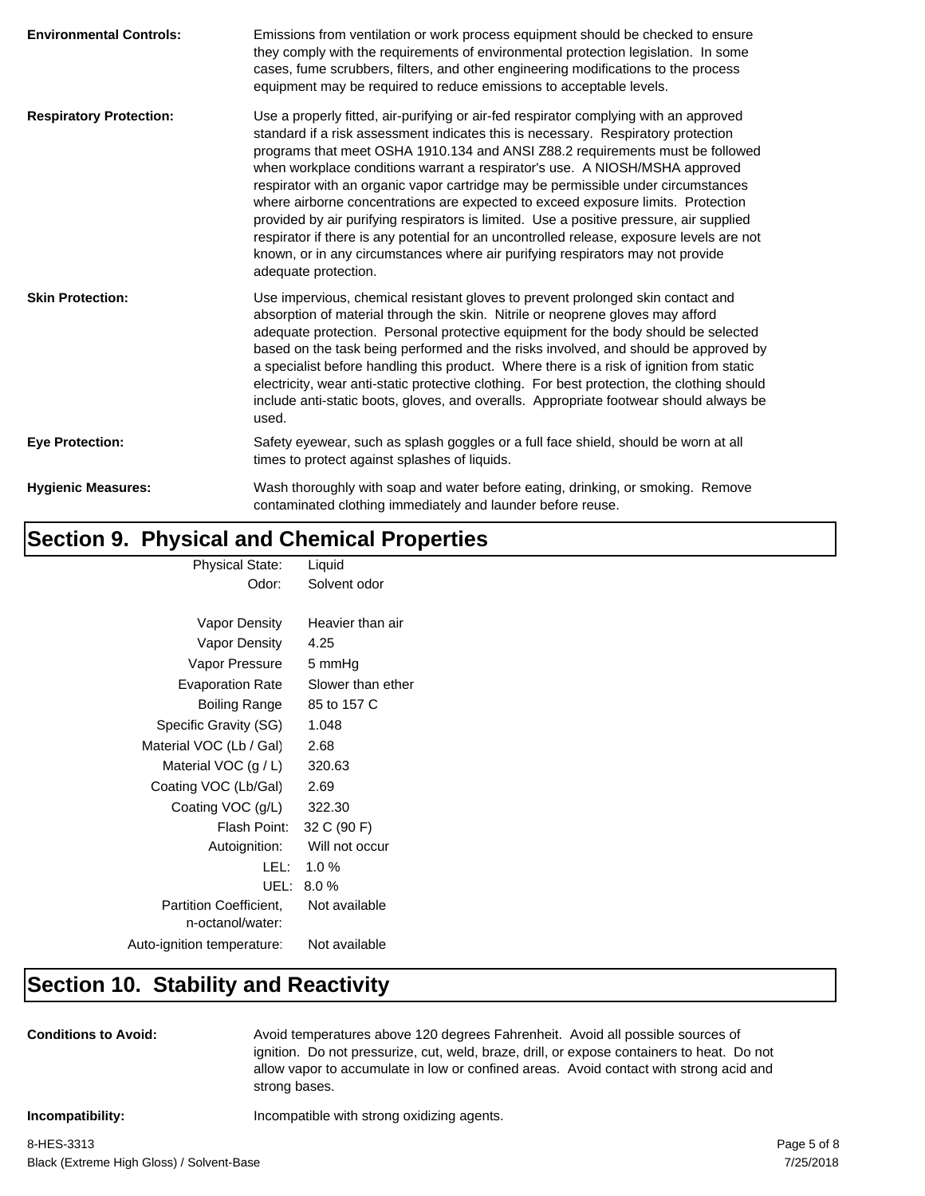**Environmental Controls:** Emissions from ventilation or work process equipment should be checked to ensure they comply with the requirements of environmental protection legislation. In some cases, fume scrubbers, filters, and other engineering modifications to the process equipment may be required to reduce emissions to acceptable levels.

**Respiratory Protection:** Use a properly fitted, air-purifying or air-fed respirator complying with an approved standard if a risk assessment indicates this is necessary. Respiratory protection programs that meet OSHA 1910.134 and ANSI Z88.2 requirements must be followed when workplace conditions warrant a respirator's use. A NIOSH/MSHA approved respirator with an organic vapor cartridge may be permissible under circumstances where airborne concentrations are expected to exceed exposure limits. Protection provided by air purifying respirators is limited. Use a positive pressure, air supplied respirator if there is any potential for an uncontrolled release, exposure levels are not known, or in any circumstances where air purifying respirators may not provide adequate protection.

**Skin Protection:** Use impervious, chemical resistant gloves to prevent prolonged skin contact and absorption of material through the skin. Nitrile or neoprene gloves may afford adequate protection. Personal protective equipment for the body should be selected based on the task being performed and the risks involved, and should be approved by a specialist before handling this product. Where there is a risk of ignition from static electricity, wear anti-static protective clothing. For best protection, the clothing should include anti-static boots, gloves, and overalls. Appropriate footwear should always be used.

**Eye Protection:** Safety eyewear, such as splash goggles or a full face shield, should be worn at all times to protect against splashes of liquids.

**Hygienic Measures:** Wash thoroughly with soap and water before eating, drinking, or smoking. Remove contaminated clothing immediately and launder before reuse.

## Section 9. Physical and Chemical Properties

| Property | Value |
|---|---|
| Physical State: | Liquid |
| Odor: | Solvent odor |
| Vapor Density | Heavier than air |
| Vapor Density | 4.25 |
| Vapor Pressure | 5 mmHg |
| Evaporation Rate | Slower than ether |
| Boiling Range | 85 to 157 C |
| Specific Gravity (SG) | 1.048 |
| Material VOC (Lb / Gal) | 2.68 |
| Material VOC (g / L) | 320.63 |
| Coating VOC (Lb/Gal) | 2.69 |
| Coating VOC (g/L) | 322.30 |
| Flash Point: | 32 C (90 F) |
| Autoignition: | Will not occur |
| LEL: | 1.0 % |
| UEL: | 8.0 % |
| Partition Coefficient, n-octanol/water: | Not available |
| Auto-ignition temperature: | Not available |

## Section 10. Stability and Reactivity

**Conditions to Avoid:** Avoid temperatures above 120 degrees Fahrenheit. Avoid all possible sources of ignition. Do not pressurize, cut, weld, braze, drill, or expose containers to heat. Do not allow vapor to accumulate in low or confined areas. Avoid contact with strong acid and strong bases.

**Incompatibility:** Incompatible with strong oxidizing agents.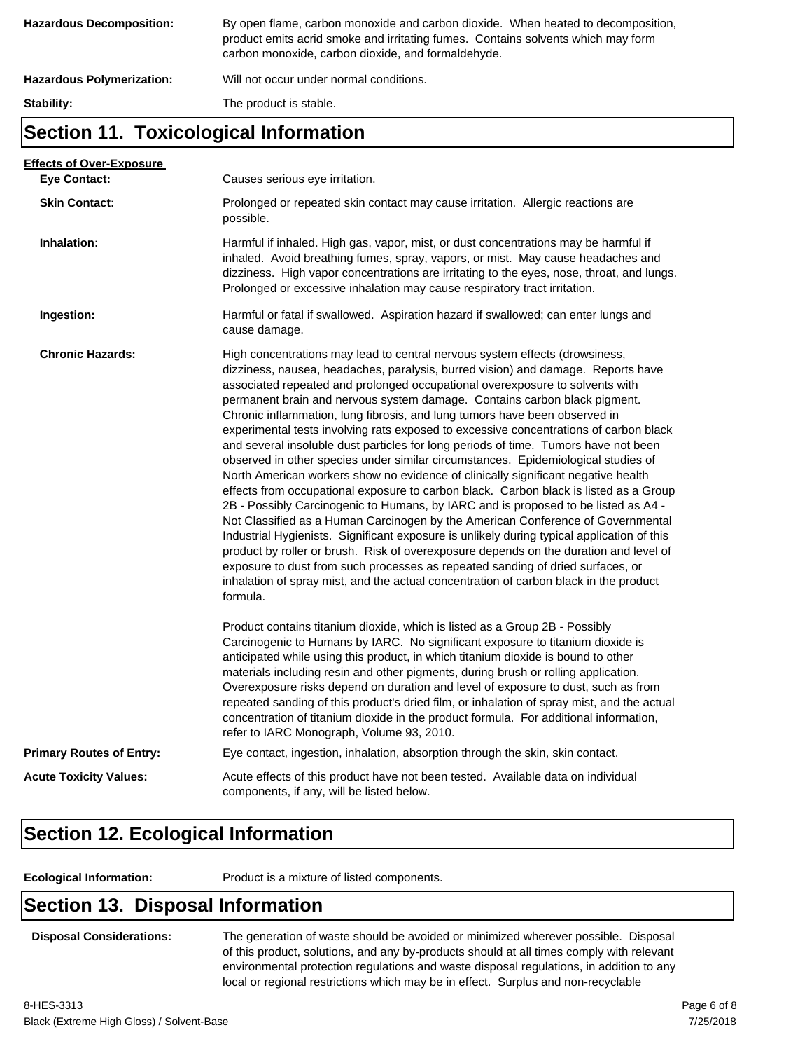**Hazardous Decomposition:** By open flame, carbon monoxide and carbon dioxide. When heated to decomposition, product emits acrid smoke and irritating fumes. Contains solvents which may form carbon monoxide, carbon dioxide, and formaldehyde.

**Hazardous Polymerization:** Will not occur under normal conditions.

**Stability:** The product is stable.

## Section 11. Toxicological Information

**Effects of Over-Exposure**

**Eye Contact:** Causes serious eye irritation.

**Skin Contact:** Prolonged or repeated skin contact may cause irritation. Allergic reactions are possible.

**Inhalation:** Harmful if inhaled. High gas, vapor, mist, or dust concentrations may be harmful if inhaled. Avoid breathing fumes, spray, vapors, or mist. May cause headaches and dizziness. High vapor concentrations are irritating to the eyes, nose, throat, and lungs. Prolonged or excessive inhalation may cause respiratory tract irritation.

**Ingestion:** Harmful or fatal if swallowed. Aspiration hazard if swallowed; can enter lungs and cause damage.

**Chronic Hazards:** High concentrations may lead to central nervous system effects (drowsiness, dizziness, nausea, headaches, paralysis, burred vision) and damage. Reports have associated repeated and prolonged occupational overexposure to solvents with permanent brain and nervous system damage. Contains carbon black pigment. Chronic inflammation, lung fibrosis, and lung tumors have been observed in experimental tests involving rats exposed to excessive concentrations of carbon black and several insoluble dust particles for long periods of time. Tumors have not been observed in other species under similar circumstances. Epidemiological studies of North American workers show no evidence of clinically significant negative health effects from occupational exposure to carbon black. Carbon black is listed as a Group 2B - Possibly Carcinogenic to Humans, by IARC and is proposed to be listed as A4 - Not Classified as a Human Carcinogen by the American Conference of Governmental Industrial Hygienists. Significant exposure is unlikely during typical application of this product by roller or brush. Risk of overexposure depends on the duration and level of exposure to dust from such processes as repeated sanding of dried surfaces, or inhalation of spray mist, and the actual concentration of carbon black in the product formula.

Product contains titanium dioxide, which is listed as a Group 2B - Possibly Carcinogenic to Humans by IARC. No significant exposure to titanium dioxide is anticipated while using this product, in which titanium dioxide is bound to other materials including resin and other pigments, during brush or rolling application. Overexposure risks depend on duration and level of exposure to dust, such as from repeated sanding of this product's dried film, or inhalation of spray mist, and the actual concentration of titanium dioxide in the product formula. For additional information, refer to IARC Monograph, Volume 93, 2010.

**Primary Routes of Entry:** Eye contact, ingestion, inhalation, absorption through the skin, skin contact.

**Acute Toxicity Values:** Acute effects of this product have not been tested. Available data on individual components, if any, will be listed below.

## Section 12. Ecological Information

**Ecological Information:** Product is a mixture of listed components.

## Section 13. Disposal Information

**Disposal Considerations:** The generation of waste should be avoided or minimized wherever possible. Disposal of this product, solutions, and any by-products should at all times comply with relevant environmental protection regulations and waste disposal regulations, in addition to any local or regional restrictions which may be in effect. Surplus and non-recyclable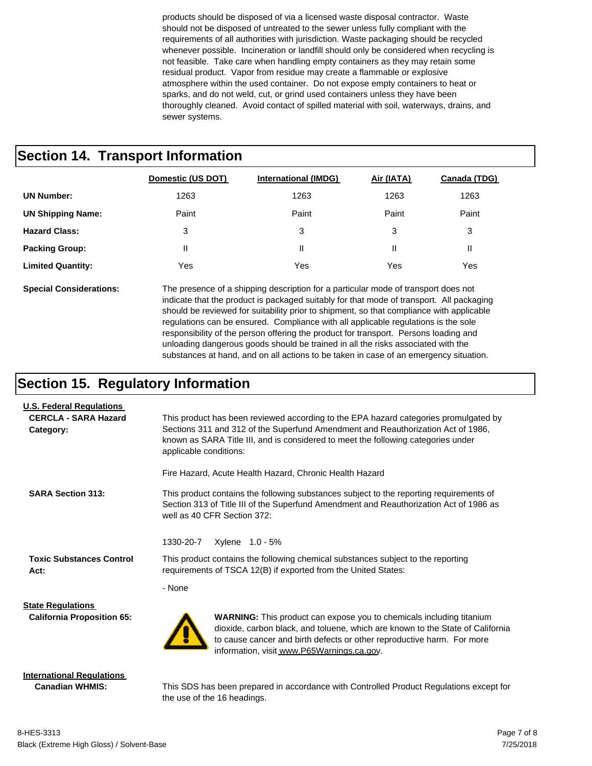products should be disposed of via a licensed waste disposal contractor. Waste should not be disposed of untreated to the sewer unless fully compliant with the requirements of all authorities with jurisdiction. Waste packaging should be recycled whenever possible. Incineration or landfill should only be considered when recycling is not feasible. Take care when handling empty containers as they may retain some residual product. Vapor from residue may create a flammable or explosive atmosphere within the used container. Do not expose empty containers to heat or sparks, and do not weld, cut, or grind used containers unless they have been thoroughly cleaned. Avoid contact of spilled material with soil, waterways, drains, and sewer systems.

## Section 14. Transport Information

| | Domestic (US DOT) | International (IMDG) | Air (IATA) | Canada (TDG) |
|---|---|---|---|---|
| **UN Number:** | 1263 | 1263 | 1263 | 1263 |
| **UN Shipping Name:** | Paint | Paint | Paint | Paint |
| **Hazard Class:** | 3 | 3 | 3 | 3 |
| **Packing Group:** | II | II | II | II |
| **Limited Quantity:** | Yes | Yes | Yes | Yes |

**Special Considerations:** The presence of a shipping description for a particular mode of transport does not indicate that the product is packaged suitably for that mode of transport. All packaging should be reviewed for suitability prior to shipment, so that compliance with applicable regulations can be ensured. Compliance with all applicable regulations is the sole responsibility of the person offering the product for transport. Persons loading and unloading dangerous goods should be trained in all the risks associated with the substances at hand, and on all actions to be taken in case of an emergency situation.

## Section 15. Regulatory Information

**U.S. Federal Regulations**

**CERCLA - SARA Hazard Category:** This product has been reviewed according to the EPA hazard categories promulgated by Sections 311 and 312 of the Superfund Amendment and Reauthorization Act of 1986, known as SARA Title III, and is considered to meet the following categories under applicable conditions:

Fire Hazard, Acute Health Hazard, Chronic Health Hazard

**SARA Section 313:** This product contains the following substances subject to the reporting requirements of Section 313 of Title III of the Superfund Amendment and Reauthorization Act of 1986 as well as 40 CFR Section 372:

1330-20-7 Xylene 1.0 - 5%

**Toxic Substances Control Act:** This product contains the following chemical substances subject to the reporting requirements of TSCA 12(B) if exported from the United States:

- None

**State Regulations**

**California Proposition 65:** **WARNING:** This product can expose you to chemicals including titanium dioxide, carbon black, and toluene, which are known to the State of California to cause cancer and birth defects or other reproductive harm. For more information, visit www.P65Warnings.ca.gov.

**International Regulations**

**Canadian WHMIS:** This SDS has been prepared in accordance with Controlled Product Regulations except for the use of the 16 headings.

8-HES-3313
Black (Extreme High Gloss) / Solvent-Base
7/25/2018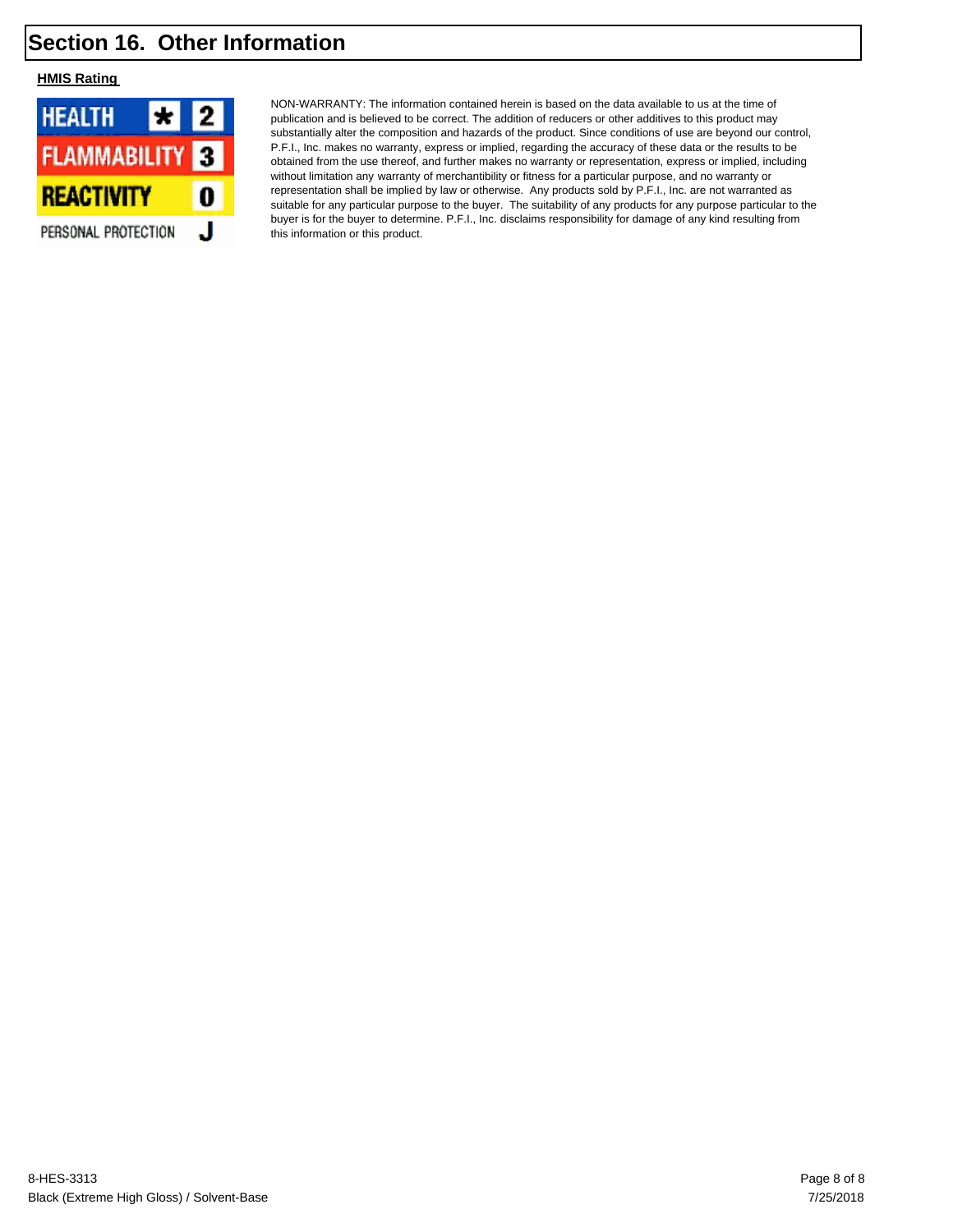## Section 16. Other Information

**HMIS Rating**

| | | |
|---|---|---|
| HEALTH | * | 2 |
| FLAMMABILITY | | 3 |
| REACTIVITY | | 0 |
| PERSONAL PROTECTION | | J |

NON-WARRANTY: The information contained herein is based on the data available to us at the time of publication and is believed to be correct. The addition of reducers or other additives to this product may substantially alter the composition and hazards of the product. Since conditions of use are beyond our control, P.F.I., Inc. makes no warranty, express or implied, regarding the accuracy of these data or the results to be obtained from the use thereof, and further makes no warranty or representation, express or implied, including without limitation any warranty of merchantibility or fitness for a particular purpose, and no warranty or representation shall be implied by law or otherwise. Any products sold by P.F.I., Inc. are not warranted as suitable for any particular purpose to the buyer. The suitability of any products for any purpose particular to the buyer is for the buyer to determine. P.F.I., Inc. disclaims responsibility for damage of any kind resulting from this information or this product.